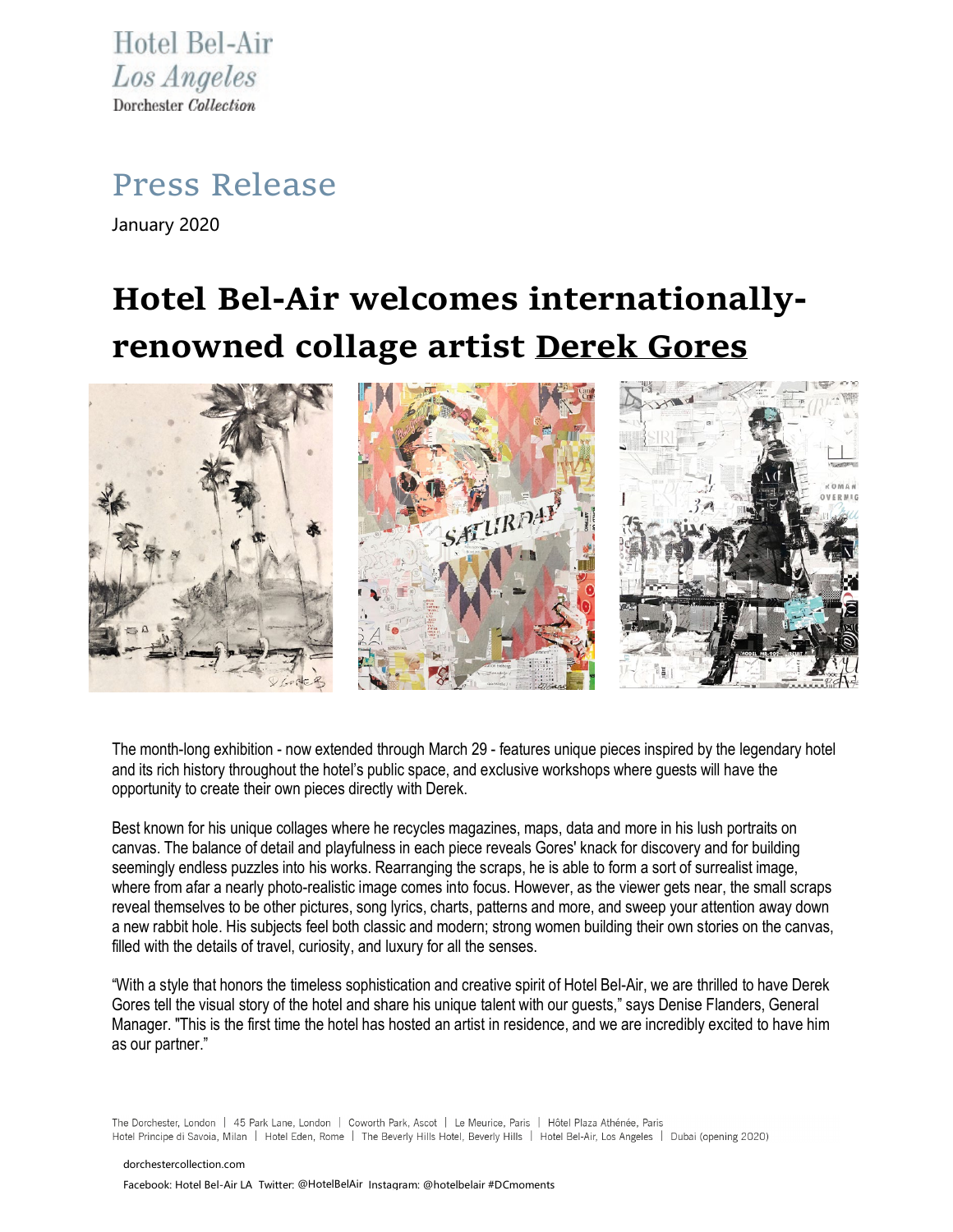Hotel Bel-Air
*Los Angeles*
Dorchester *Collection*

## Press Release

January 2020

# Hotel Bel-Air welcomes internationally-renowned collage artist Derek Gores

The month-long exhibition - now extended through March 29 - features unique pieces inspired by the legendary hotel and its rich history throughout the hotel's public space, and exclusive workshops where guests will have the opportunity to create their own pieces directly with Derek.

Best known for his unique collages where he recycles magazines, maps, data and more in his lush portraits on canvas. The balance of detail and playfulness in each piece reveals Gores' knack for discovery and for building seemingly endless puzzles into his works. Rearranging the scraps, he is able to form a sort of surrealist image, where from afar a nearly photo-realistic image comes into focus. However, as the viewer gets near, the small scraps reveal themselves to be other pictures, song lyrics, charts, patterns and more, and sweep your attention away down a new rabbit hole. His subjects feel both classic and modern; strong women building their own stories on the canvas, filled with the details of travel, curiosity, and luxury for all the senses.

"With a style that honors the timeless sophistication and creative spirit of Hotel Bel-Air, we are thrilled to have Derek Gores tell the visual story of the hotel and share his unique talent with our guests," says Denise Flanders, General Manager. "This is the first time the hotel has hosted an artist in residence, and we are incredibly excited to have him as our partner."

The Dorchester, London | 45 Park Lane, London | Coworth Park, Ascot | Le Meurice, Paris | Hôtel Plaza Athénée, Paris
Hotel Principe di Savoia, Milan | Hotel Eden, Rome | The Beverly Hills Hotel, Beverly Hills | Hotel Bel-Air, Los Angeles | Dubai (opening 2020)

dorchestercollection.com

Facebook: Hotel Bel-Air LA Twitter: @HotelBelAir Instagram: @hotelbelair #DCmoments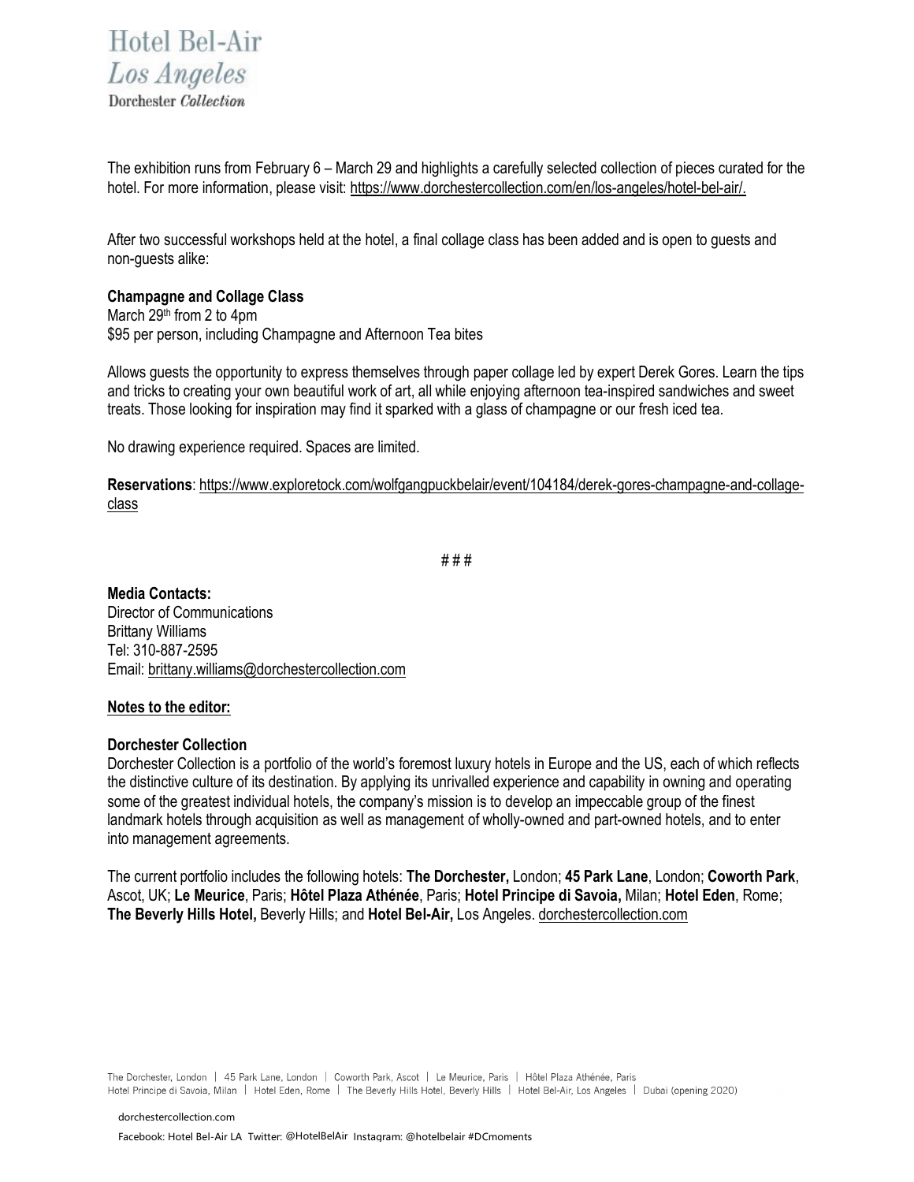The exhibition runs from February 6 – March 29 and highlights a carefully selected collection of pieces curated for the hotel. For more information, please visit: https://www.dorchestercollection.com/en/los-angeles/hotel-bel-air/.

After two successful workshops held at the hotel, a final collage class has been added and is open to guests and non-guests alike:

**Champagne and Collage Class**
March 29th from 2 to 4pm
$95 per person, including Champagne and Afternoon Tea bites

Allows guests the opportunity to express themselves through paper collage led by expert Derek Gores. Learn the tips and tricks to creating your own beautiful work of art, all while enjoying afternoon tea-inspired sandwiches and sweet treats. Those looking for inspiration may find it sparked with a glass of champagne or our fresh iced tea.

No drawing experience required. Spaces are limited.

**Reservations**: https://www.exploretock.com/wolfgangpuckbelair/event/104184/derek-gores-champagne-and-collage-class

# # #

**Media Contacts:**
Director of Communications
Brittany Williams
Tel: 310-887-2595
Email: brittany.williams@dorchestercollection.com

**Notes to the editor:**

**Dorchester Collection**
Dorchester Collection is a portfolio of the world's foremost luxury hotels in Europe and the US, each of which reflects the distinctive culture of its destination. By applying its unrivalled experience and capability in owning and operating some of the greatest individual hotels, the company's mission is to develop an impeccable group of the finest landmark hotels through acquisition as well as management of wholly-owned and part-owned hotels, and to enter into management agreements.

The current portfolio includes the following hotels: **The Dorchester,** London; **45 Park Lane**, London; **Coworth Park**, Ascot, UK; **Le Meurice**, Paris; **Hôtel Plaza Athénée**, Paris; **Hotel Principe di Savoia,** Milan; **Hotel Eden**, Rome; **The Beverly Hills Hotel,** Beverly Hills; and **Hotel Bel-Air,** Los Angeles. dorchestercollection.com